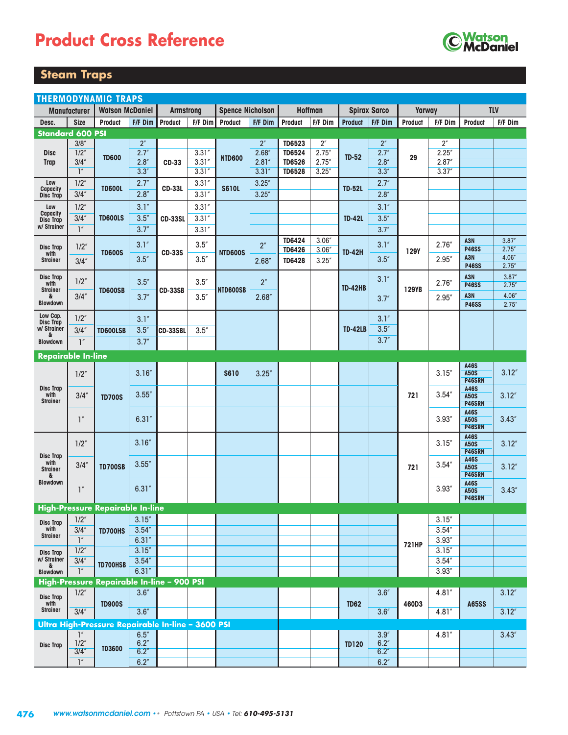# Product Cross Reference

## Steam Traps

### THERMODYNAMIC TRAPS

| Manufacturer | | Watson McDaniel | | Armstrong | | Spence Nicholson | | Hoffman | | Spirax Sarco | | Yarway | | TLV | |
|---|---|---|---|---|---|---|---|---|---|---|---|---|---|---|---|
| Desc. | Size | Product | F/F Dim | Product | F/F Dim | Product | F/F Dim | Product | F/F Dim | Product | F/F Dim | Product | F/F Dim | Product | F/F Dim |
| **Standard 600 PSI** | | | | | | | | | | | | | | | |
| Disc Trap | 3/8″ | TD600 | 2″ | | | NTD600 | 2″ | TD6523 | 2″ | TD-52 | 2″ | 29 | 2″ | | |
| | 1/2″ | | 2.7″ | CD-33 | 3.31″ | | 2.68″ | TD6524 | 2.75″ | | 2.7″ | | 2.25″ | | |
| | 3/4″ | | 2.8″ | | 3.31″ | | 2.81″ | TD6526 | 2.75″ | | 2.8″ | | 2.87″ | | |
| | 1″ | | 3.3″ | | 3.31″ | | 3.31″ | TD6528 | 3.25″ | | 3.3″ | | 3.37″ | | |
| Low Capacity Disc Trap | 1/2″ | TD600L | 2.7″ | CD-33L | 3.31″ | S610L | 3.25″ | | | TD-52L | 2.7″ | | | | |
| | 3/4″ | | 2.8″ | | 3.31″ | | 3.25″ | | | | 2.8″ | | | | |
| Low Capacity Disc Trap w/ Strainer | 1/2″ | TD600LS | 3.1″ | CD-33SL | 3.31″ | | | | | TD-42L | 3.1″ | | | | |
| | 3/4″ | | 3.5″ | | 3.31″ | | | | | | 3.5″ | | | | |
| | 1″ | | 3.7″ | | 3.31″ | | | | | | 3.7″ | | | | |
| Disc Trap with Strainer | 1/2″ | TD600S | 3.1″ | CD-33S | 3.5″ | NTD600S | 2″ | TD6424 / TD6426 | 3.06″ / 3.06″ | TD-42H | 3.1″ | 129Y | 2.76″ | A3N / P46SS | 3.87″ / 2.75″ |
| | 3/4″ | | 3.5″ | | 3.5″ | | 2.68″ | TD6428 | 3.25″ | | 3.5″ | | 2.95″ | A3N / P46SS | 4.06″ / 2.75″ |
| Disc Trap with Strainer & Blowdown | 1/2″ | TD600SB | 3.5″ | CD-33SB | 3.5″ | NTD600SB | 2″ | | | TD-42HB | 3.1″ | 129YB | 2.76″ | A3N / P46SS | 3.87″ / 2.75″ |
| | 3/4″ | | 3.7″ | | 3.5″ | | 2.68″ | | | | 3.7″ | | 2.95″ | A3N / P46SS | 4.06″ / 2.75″ |
| Low Cap. Disc Trap w/ Strainer & Blowdown | 1/2″ | TD600LSB | 3.1″ | CD-33SBL | 3.5″ | | | | | TD-42LB | 3.1″ | | | | |
| | 3/4″ | | 3.5″ | | | | | | | | 3.5″ | | | | |
| | 1″ | | 3.7″ | | | | | | | | 3.7″ | | | | |
| **Repairable In-line** | | | | | | | | | | | | | | | |
| Disc Trap with Strainer | 1/2″ | TD700S | 3.16″ | | | S610 | 3.25″ | | | | | 721 | 3.15″ | A46S / A50S / P46SRN | 3.12″ |
| | 3/4″ | | 3.55″ | | | | | | | | | | 3.54″ | A46S / A50S / P46SRN | 3.12″ |
| | 1″ | | 6.31″ | | | | | | | | | | 3.93″ | A46S / A50S / P46SRN | 3.43″ |
| Disc Trap with Strainer & Blowdown | 1/2″ | TD700SB | 3.16″ | | | | | | | | | 721 | 3.15″ | A46S / A50S / P46SRN | 3.12″ |
| | 3/4″ | | 3.55″ | | | | | | | | | | 3.54″ | A46S / A50S / P46SRN | 3.12″ |
| | 1″ | | 6.31″ | | | | | | | | | | 3.93″ | A46S / A50S / P46SRN | 3.43″ |
| **High-Pressure Repairable In-line** | | | | | | | | | | | | | | | |
| Disc Trap with Strainer | 1/2″ | TD700HS | 3.15″ | | | | | | | | | 721HP | 3.15″ | | |
| | 3/4″ | | 3.54″ | | | | | | | | | | 3.54″ | | |
| | 1″ | | 6.31″ | | | | | | | | | | 3.93″ | | |
| Disc Trap w/ Strainer & Blowdown | 1/2″ | TD700HSB | 3.15″ | | | | | | | | | | 3.15″ | | |
| | 3/4″ | | 3.54″ | | | | | | | | | | 3.54″ | | |
| | 1″ | | 6.31″ | | | | | | | | | | 3.93″ | | |
| **High-Pressure Repairable In-line – 900 PSI** | | | | | | | | | | | | | | | |
| Disc Trap with Strainer | 1/2″ | TD900S | 3.6″ | | | | | | | TD62 | 3.6″ | 460D3 | 4.81″ | A65SS | 3.12″ |
| | 3/4″ | | 3.6″ | | | | | | | | 3.6″ | | 4.81″ | | 3.12″ |
| **Ultra High-Pressure Repairable In-line – 3600 PSI** | | | | | | | | | | | | | | | |
| Disc Trap | 1″ | TD3600 | 6.5″ | | | | | | | TD120 | 3.9″ | | 4.81″ | | 3.43″ |
| | 1/2″ | | 6.2″ | | | | | | | | 6.2″ | | | | |
| | 3/4″ | | 6.2″ | | | | | | | | 6.2″ | | | | |
| | 1″ | | 6.2″ | | | | | | | | 6.2″ | | | | |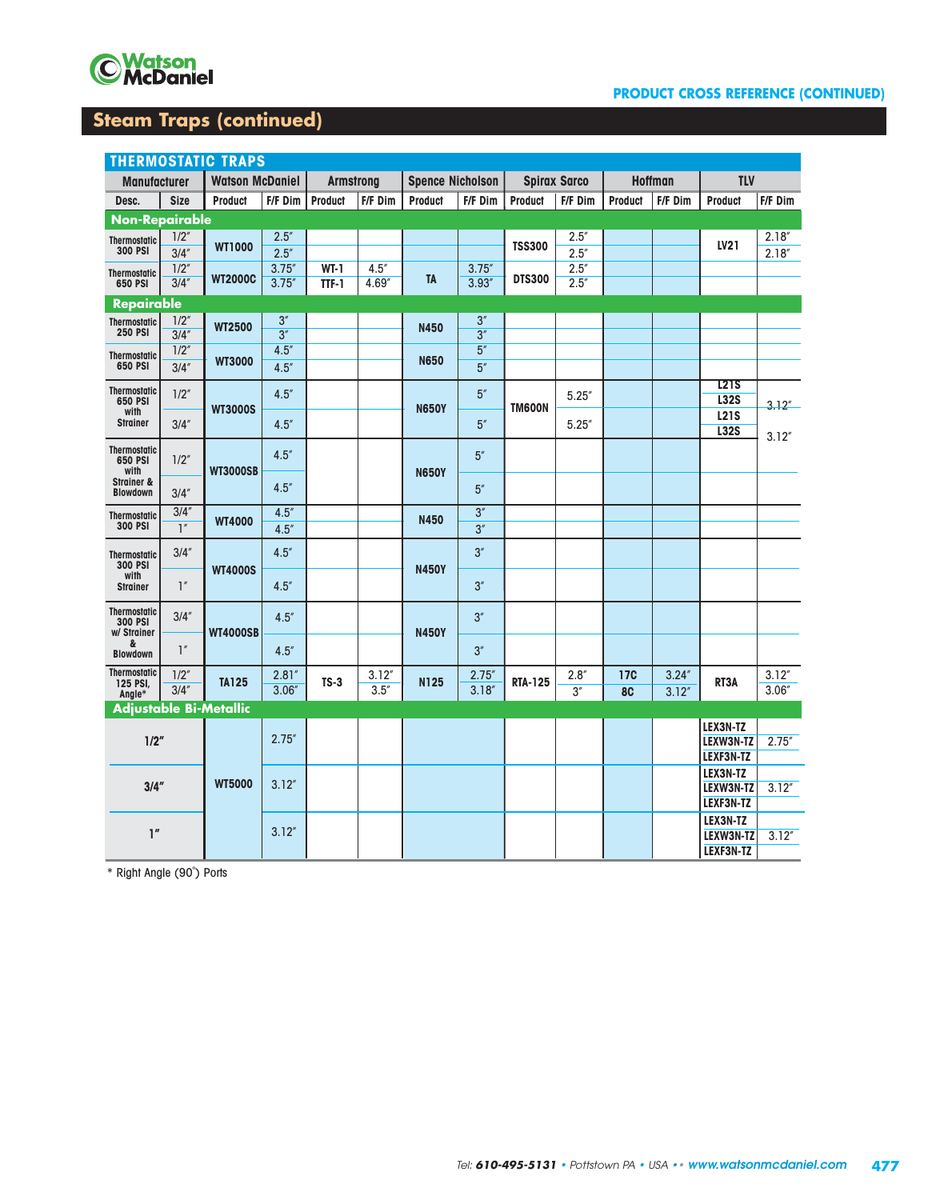# Steam Traps (continued)

## THERMOSTATIC TRAPS

| Manufacturer | | Watson McDaniel | | Armstrong | | Spence Nicholson | | Spirax Sarco | | Hoffman | | TLV | |
|---|---|---|---|---|---|---|---|---|---|---|---|---|---|
| Desc. | Size | Product | F/F Dim | Product | F/F Dim | Product | F/F Dim | Product | F/F Dim | Product | F/F Dim | Product | F/F Dim |
| **Non-Repairable** | | | | | | | | | | | | | |
| Thermostatic 300 PSI | 1/2″ | WT1000 | 2.5″ | | | | | TSS300 | 2.5″ | | | LV21 | 2.18″ |
| | 3/4″ | | 2.5″ | | | | | | 2.5″ | | | | 2.18″ |
| Thermostatic 650 PSI | 1/2″ | WT2000C | 3.75″ | WT-1 | 4.5″ | TA | 3.75″ | DTS300 | 2.5″ | | | | |
| | 3/4″ | | 3.75″ | TTF-1 | 4.69″ | | 3.93″ | | 2.5″ | | | | |
| **Repairable** | | | | | | | | | | | | | |
| Thermostatic 250 PSI | 1/2″ | WT2500 | 3″ | | | N450 | 3″ | | | | | | |
| | 3/4″ | | 3″ | | | | 3″ | | | | | | |
| Thermostatic 650 PSI | 1/2″ | WT3000 | 4.5″ | | | N650 | 5″ | | | | | | |
| | 3/4″ | | 4.5″ | | | | 5″ | | | | | | |
| Thermostatic 650 PSI with Strainer | 1/2″ | WT3000S | 4.5″ | | | N650Y | 5″ | TM600N | 5.25″ | | | L21S, L32S | 3.12″ |
| | 3/4″ | | 4.5″ | | | | 5″ | | 5.25″ | | | L21S, L32S | 3.12″ |
| Thermostatic 650 PSI with Strainer & Blowdown | 1/2″ | WT3000SB | 4.5″ | | | N650Y | 5″ | | | | | | |
| | 3/4″ | | 4.5″ | | | | 5″ | | | | | | |
| Thermostatic 300 PSI | 3/4″ | WT4000 | 4.5″ | | | N450 | 3″ | | | | | | |
| | 1″ | | 4.5″ | | | | 3″ | | | | | | |
| Thermostatic 300 PSI with Strainer | 3/4″ | WT4000S | 4.5″ | | | N450Y | 3″ | | | | | | |
| | 1″ | | 4.5″ | | | | 3″ | | | | | | |
| Thermostatic 300 PSI w/ Strainer & Blowdown | 3/4″ | WT4000SB | 4.5″ | | | N450Y | 3″ | | | | | | |
| | 1″ | | 4.5″ | | | | 3″ | | | | | | |
| Thermostatic 125 PSI, Angle* | 1/2″ | TA125 | 2.81″ | TS-3 | 3.12″ | N125 | 2.75″ | RTA-125 | 2.8″ | 17C | 3.24″ | RT3A | 3.12″ |
| | 3/4″ | | 3.06″ | | 3.5″ | | 3.18″ | | 3″ | 8C | 3.12″ | | 3.06″ |
| **Adjustable Bi-Metallic** | | | | | | | | | | | | | |
| 1/2″ | | WT5000 | 2.75″ | | | | | | | | | LEX3N-TZ, LEXW3N-TZ, LEXF3N-TZ | 2.75″ |
| 3/4″ | | | 3.12″ | | | | | | | | | LEX3N-TZ, LEXW3N-TZ, LEXF3N-TZ | 3.12″ |
| 1″ | | | 3.12″ | | | | | | | | | LEX3N-TZ, LEXW3N-TZ, LEXF3N-TZ | 3.12″ |

\* Right Angle (90°) Ports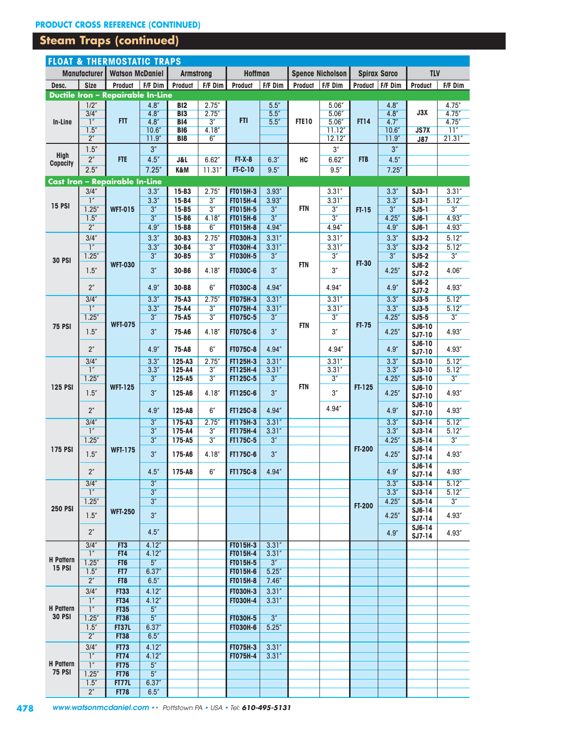## PRODUCT CROSS REFERENCE (CONTINUED)

# Steam Traps (continued)

### FLOAT & THERMOSTATIC TRAPS

| Manufacturer | | Watson McDaniel | | Armstrong | | Hoffman | | Spence Nicholson | | Spirax Sarco | | TLV | |
|---|---|---|---|---|---|---|---|---|---|---|---|---|---|
| Desc. | Size | Product | F/F Dim | Product | F/F Dim | Product | F/F Dim | Product | F/F Dim | Product | F/F Dim | Product | F/F Dim |
| **Ductile Iron – Repairable In-Line** | | | | | | | | | | | | | |
| In-Line | 1/2″ | FTT | 4.8″ | BI2 | 2.75″ | FTI | 5.5″ | FTE10 | 5.06″ | FT14 | 4.8″ | J3X | 4.75″ |
| | 3/4″ | | 4.8″ | BI3 | 2.75″ | | 5.5″ | | 5.06″ | | 4.8″ | | 4.75″ |
| | 1″ | | 4.8″ | BI4 | 3″ | | 5.5″ | | 5.06″ | | 4.7″ | | 4.75″ |
| | 1.5″ | | 10.6″ | BI6 | 4.18″ | | | | 11.12″ | | 10.6″ | JS7X | 11″ |
| | 2″ | | 11.9″ | BI8 | 6″ | | | | 12.12″ | | 11.9″ | J87 | 21.31″ |
| High Capacity | 1.5″ | FTE | 3″ | | | | | HC | 3″ | FTB | 3″ | | |
| | 2″ | | 4.5″ | J&L | 6.62″ | FT-X-8 | 6.3″ | | 6.62″ | | 4.5″ | | |
| | 2.5″ | | 7.25″ | K&M | 11.31″ | FT-C-10 | 9.5″ | | 9.5″ | | 7.25″ | | |
| **Cast Iron – Repairable In-Line** | | | | | | | | | | | | | |
| 15 PSI | 3/4″ | WFT-015 | 3.3″ | 15-B3 | 2.75″ | FT015H-3 | 3.93″ | FTN | 3.31″ | FT-15 | 3.3″ | SJ3-1 | 3.31″ |
| | 1″ | | 3.3″ | 15-B4 | 3″ | FT015H-4 | 3.93″ | | 3.31″ | | 3.3″ | SJ3-1 | 5.12″ |
| | 1.25″ | | 3″ | 15-B5 | 3″ | FT015H-5 | 3″ | | 3″ | | 3″ | SJ5-1 | 3″ |
| | 1.5″ | | 3″ | 15-B6 | 4.18″ | FT015H-6 | 3″ | | 3″ | | 4.25″ | SJ6-1 | 4.93″ |
| | 2″ | | 4.9″ | 15-B8 | 6″ | FT015H-8 | 4.94″ | | 4.94″ | | 4.9″ | SJ6-1 | 4.93″ |
| 30 PSI | 3/4″ | WFT-030 | 3.3″ | 30-B3 | 2.75″ | FT030H-3 | 3.31″ | FTN | 3.31″ | FT-30 | 3.3″ | SJ3-2 | 5.12″ |
| | 1″ | | 3.3″ | 30-B4 | 3″ | FT030H-4 | 3.31″ | | 3.31″ | | 3.3″ | SJ3-2 | 5.12″ |
| | 1.25″ | | 3″ | 30-B5 | 3″ | FT030H-5 | 3″ | | 3″ | | 3″ | SJ5-2 | 3″ |
| | 1.5″ | | 3″ | 30-B6 | 4.18″ | FT030C-6 | 3″ | | 3″ | | 4.25″ | SJ6-2 SJ7-2 | 4.06″ |
| | 2″ | | 4.9″ | 30-B8 | 6″ | FT030C-8 | 4.94″ | | 4.94″ | | 4.9″ | SJ6-2 SJ7-2 | 4.93″ |
| 75 PSI | 3/4″ | WFT-075 | 3.3″ | 75-A3 | 2.75″ | FT075H-3 | 3.31″ | FTN | 3.31″ | FT-75 | 3.3″ | SJ3-5 | 5.12″ |
| | 1″ | | 3.3″ | 75-A4 | 3″ | FT075H-4 | 3.31″ | | 3.31″ | | 3.3″ | SJ3-5 | 5.12″ |
| | 1.25″ | | 3″ | 75-A5 | 3″ | FT075C-5 | 3″ | | 3″ | | 4.25″ | SJ5-5 | 3″ |
| | 1.5″ | | 3″ | 75-A6 | 4.18″ | FT075C-6 | 3″ | | 3″ | | 4.25″ | SJ6-10 SJ7-10 | 4.93″ |
| | 2″ | | 4.9″ | 75-A8 | 6″ | FT075C-8 | 4.94″ | | 4.94″ | | 4.9″ | SJ6-10 SJ7-10 | 4.93″ |
| 125 PSI | 3/4″ | WFT-125 | 3.3″ | 125-A3 | 2.75″ | FT125H-3 | 3.31″ | FTN | 3.31″ | FT-125 | 3.3″ | SJ3-10 | 5.12″ |
| | 1″ | | 3.3″ | 125-A4 | 3″ | FT125H-4 | 3.31″ | | 3.31″ | | 3.3″ | SJ3-10 | 5.12″ |
| | 1.25″ | | 3″ | 125-A5 | 3″ | FT125C-5 | 3″ | | 3″ | | 4.25″ | SJ5-10 | 3″ |
| | 1.5″ | | 3″ | 125-A6 | 4.18″ | FT125C-6 | 3″ | | 3″ | | 4.25″ | SJ6-10 SJ7-10 | 4.93″ |
| | 2″ | | 4.9″ | 125-A8 | 6″ | FT125C-8 | 4.94″ | | 4.94″ | | 4.9″ | SJ6-10 SJ7-10 | 4.93″ |
| 175 PSI | 3/4″ | WFT-175 | 3″ | 175-A3 | 2.75″ | FT175H-3 | 3.31″ | | | FT-200 | 3.3″ | SJ3-14 | 5.12″ |
| | 1″ | | 3″ | 175-A4 | 3″ | FT175H-4 | 3.31″ | | | | 3.3″ | SJ3-14 | 5.12″ |
| | 1.25″ | | 3″ | 175-A5 | 3″ | FT175C-5 | 3″ | | | | 4.25″ | SJ5-14 | 3″ |
| | 1.5″ | | 3″ | 175-A6 | 4.18″ | FT175C-6 | 3″ | | | | 4.25″ | SJ6-14 SJ7-14 | 4.93″ |
| | 2″ | | 4.5″ | 175-A8 | 6″ | FT175C-8 | 4.94″ | | | | 4.9″ | SJ6-14 SJ7-14 | 4.93″ |
| 250 PSI | 3/4″ | WFT-250 | 3″ | | | | | | | FT-200 | 3.3″ | SJ3-14 | 5.12″ |
| | 1″ | | 3″ | | | | | | | | 3.3″ | SJ3-14 | 5.12″ |
| | 1.25″ | | 3″ | | | | | | | | 4.25″ | SJ5-14 | 3″ |
| | 1.5″ | | 3″ | | | | | | | | 4.25″ | SJ6-14 SJ7-14 | 4.93″ |
| | 2″ | | 4.5″ | | | | | | | | 4.9″ | SJ6-14 SJ7-14 | 4.93″ |
| H Pattern 15 PSI | 3/4″ | FT3 | 4.12″ | | | FT015H-3 | 3.31″ | | | | | | |
| | 1″ | FT4 | 4.12″ | | | FT015H-4 | 3.31″ | | | | | | |
| | 1.25″ | FT6 | 5″ | | | FT015H-5 | 3″ | | | | | | |
| | 1.5″ | FT7 | 6.37″ | | | FT015H-6 | 5.25″ | | | | | | |
| | 2″ | FT8 | 6.5″ | | | FT015H-8 | 7.46″ | | | | | | |
| H Pattern 30 PSI | 3/4″ | FT33 | 4.12″ | | | FT030H-3 | 3.31″ | | | | | | |
| | 1″ | FT34 | 4.12″ | | | FT030H-4 | 3.31″ | | | | | | |
| | 1″ | FT35 | 5″ | | | | | | | | | | |
| | 1.25″ | FT36 | 5″ | | | FT030H-5 | 3″ | | | | | | |
| | 1.5″ | FT37L | 6.37″ | | | FT030H-6 | 5.25″ | | | | | | |
| | 2″ | FT38 | 6.5″ | | | | | | | | | | |
| H Pattern 75 PSI | 3/4″ | FT73 | 4.12″ | | | FT075H-3 | 3.31″ | | | | | | |
| | 1″ | FT74 | 4.12″ | | | FT075H-4 | 3.31″ | | | | | | |
| | 1″ | FT75 | 5″ | | | | | | | | | | |
| | 1.25″ | FT76 | 5″ | | | | | | | | | | |
| | 1.5″ | FT77L | 6.37″ | | | | | | | | | | |
| | 2″ | FT78 | 6.5″ | | | | | | | | | | |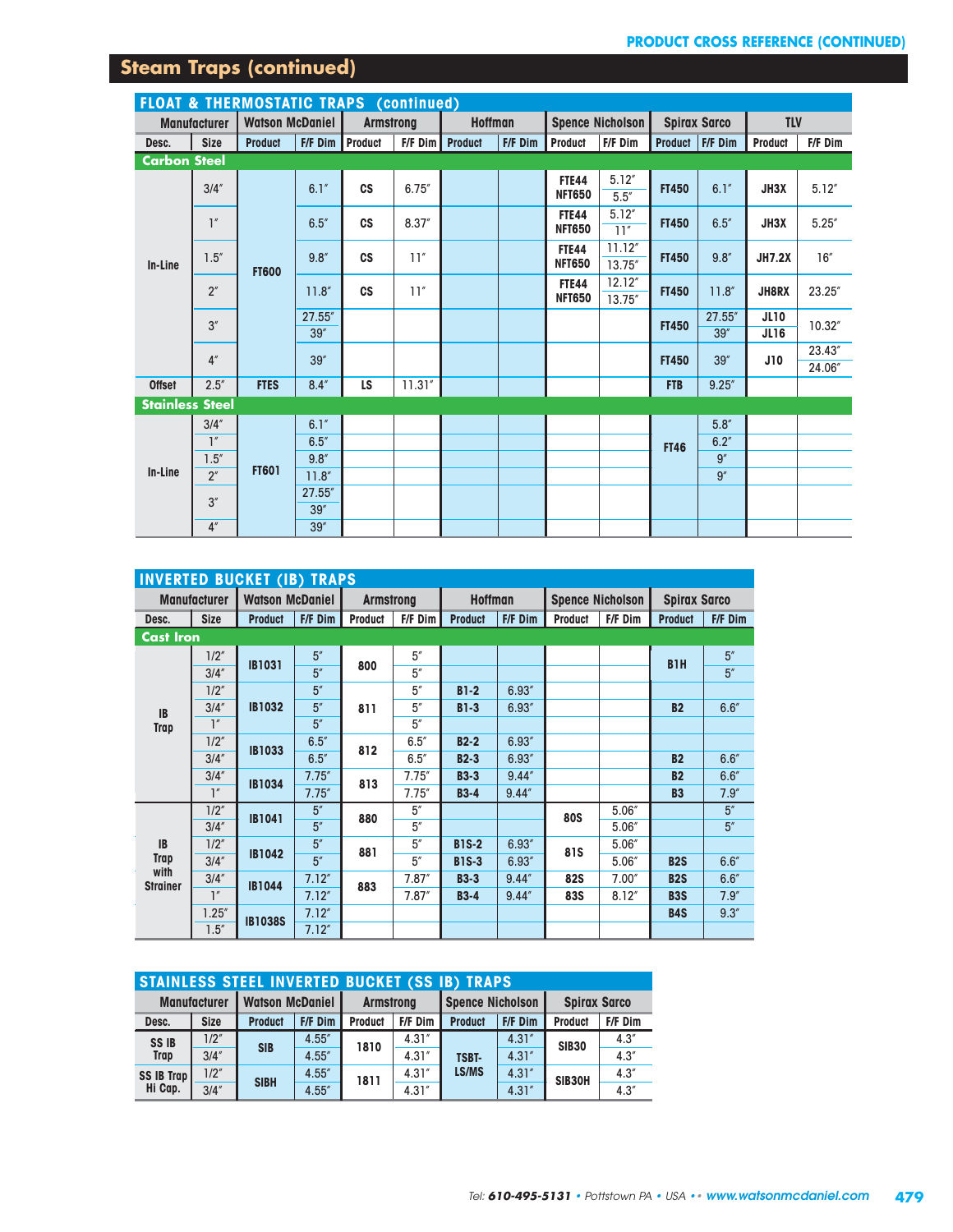## Steam Traps (continued)

### FLOAT & THERMOSTATIC TRAPS (continued)

| Manufacturer | | Watson McDaniel | | Armstrong | | Hoffman | | Spence Nicholson | | Spirax Sarco | | TLV | |
|---|---|---|---|---|---|---|---|---|---|---|---|---|---|
| Desc. | Size | Product | F/F Dim | Product | F/F Dim | Product | F/F Dim | Product | F/F Dim | Product | F/F Dim | Product | F/F Dim |
| **Carbon Steel** | | | | | | | | | | | | | |
| In-Line | 3/4″ | FT600 | 6.1″ | CS | 6.75″ | | | FTE44 / NFT650 | 5.12″ / 5.5″ | FT450 | 6.1″ | JH3X | 5.12″ |
| | 1″ | | 6.5″ | CS | 8.37″ | | | FTE44 / NFT650 | 5.12″ / 11″ | FT450 | 6.5″ | JH3X | 5.25″ |
| | 1.5″ | | 9.8″ | CS | 11″ | | | FTE44 / NFT650 | 11.12″ / 13.75″ | FT450 | 9.8″ | JH7.2X | 16″ |
| | 2″ | | 11.8″ | CS | 11″ | | | FTE44 / NFT650 | 12.12″ / 13.75″ | FT450 | 11.8″ | JH8RX | 23.25″ |
| | 3″ | | 27.55″ / 39″ | | | | | | | FT450 | 27.55″ / 39″ | JL10 / JL16 | 10.32″ |
| | 4″ | | 39″ | | | | | | | FT450 | 39″ | J10 | 23.43″ / 24.06″ |
| Offset | 2.5″ | FTES | 8.4″ | LS | 11.31″ | | | | | FTB | 9.25″ | | |
| **Stainless Steel** | | | | | | | | | | | | | |
| In-Line | 3/4″ | FT601 | 6.1″ | | | | | | | FT46 | 5.8″ | | |
| | 1″ | | 6.5″ | | | | | | | | 6.2″ | | |
| | 1.5″ | | 9.8″ | | | | | | | | 9″ | | |
| | 2″ | | 11.8″ | | | | | | | | 9″ | | |
| | 3″ | | 27.55″ / 39″ | | | | | | | | | | |
| | 4″ | | 39″ | | | | | | | | | | |

### INVERTED BUCKET (IB) TRAPS

| Manufacturer | | Watson McDaniel | | Armstrong | | Hoffman | | Spence Nicholson | | Spirax Sarco | |
|---|---|---|---|---|---|---|---|---|---|---|---|
| Desc. | Size | Product | F/F Dim | Product | F/F Dim | Product | F/F Dim | Product | F/F Dim | Product | F/F Dim |
| **Cast Iron** | | | | | | | | | | | |
| IB Trap | 1/2″ | IB1031 | 5″ | 800 | 5″ | | | | | B1H | 5″ |
| | 3/4″ | | 5″ | | 5″ | | | | | | 5″ |
| | 1/2″ | IB1032 | 5″ | 811 | 5″ | B1-2 | 6.93″ | | | | |
| | 3/4″ | | 5″ | | 5″ | B1-3 | 6.93″ | | | B2 | 6.6″ |
| | 1″ | | 5″ | | 5″ | | | | | | |
| | 1/2″ | IB1033 | 6.5″ | 812 | 6.5″ | B2-2 | 6.93″ | | | | |
| | 3/4″ | | 6.5″ | | 6.5″ | B2-3 | 6.93″ | | | B2 | 6.6″ |
| | 3/4″ | IB1034 | 7.75″ | 813 | 7.75″ | B3-3 | 9.44″ | | | B2 | 6.6″ |
| | 1″ | | 7.75″ | | 7.75″ | B3-4 | 9.44″ | | | B3 | 7.9″ |
| IB Trap with Strainer | 1/2″ | IB1041 | 5″ | 880 | 5″ | | | 80S | 5.06″ | | 5″ |
| | 3/4″ | | 5″ | | 5″ | | | | 5.06″ | | 5″ |
| | 1/2″ | IB1042 | 5″ | 881 | 5″ | B1S-2 | 6.93″ | 81S | 5.06″ | | |
| | 3/4″ | | 5″ | | 5″ | B1S-3 | 6.93″ | | 5.06″ | B2S | 6.6″ |
| | 3/4″ | IB1044 | 7.12″ | 883 | 7.87″ | B3-3 | 9.44″ | 82S | 7.00″ | B2S | 6.6″ |
| | 1″ | | 7.12″ | | 7.87″ | B3-4 | 9.44″ | 83S | 8.12″ | B3S | 7.9″ |
| | 1.25″ | IB1038S | 7.12″ | | | | | | | B4S | 9.3″ |
| | 1.5″ | | 7.12″ | | | | | | | | |

### STAINLESS STEEL INVERTED BUCKET (SS IB) TRAPS

| Manufacturer | | Watson McDaniel | | Armstrong | | Spence Nicholson | | Spirax Sarco | |
|---|---|---|---|---|---|---|---|---|---|
| Desc. | Size | Product | F/F Dim | Product | F/F Dim | Product | F/F Dim | Product | F/F Dim |
| SS IB Trap | 1/2″ | SIB | 4.55″ | 1810 | 4.31″ | TSBT-LS/MS | 4.31″ | SIB30 | 4.3″ |
| | 3/4″ | | 4.55″ | | 4.31″ | | 4.31″ | | 4.3″ |
| SS IB Trap Hi Cap. | 1/2″ | SIBH | 4.55″ | 1811 | 4.31″ | | 4.31″ | SIB30H | 4.3″ |
| | 3/4″ | | 4.55″ | | 4.31″ | | 4.31″ | | 4.3″ |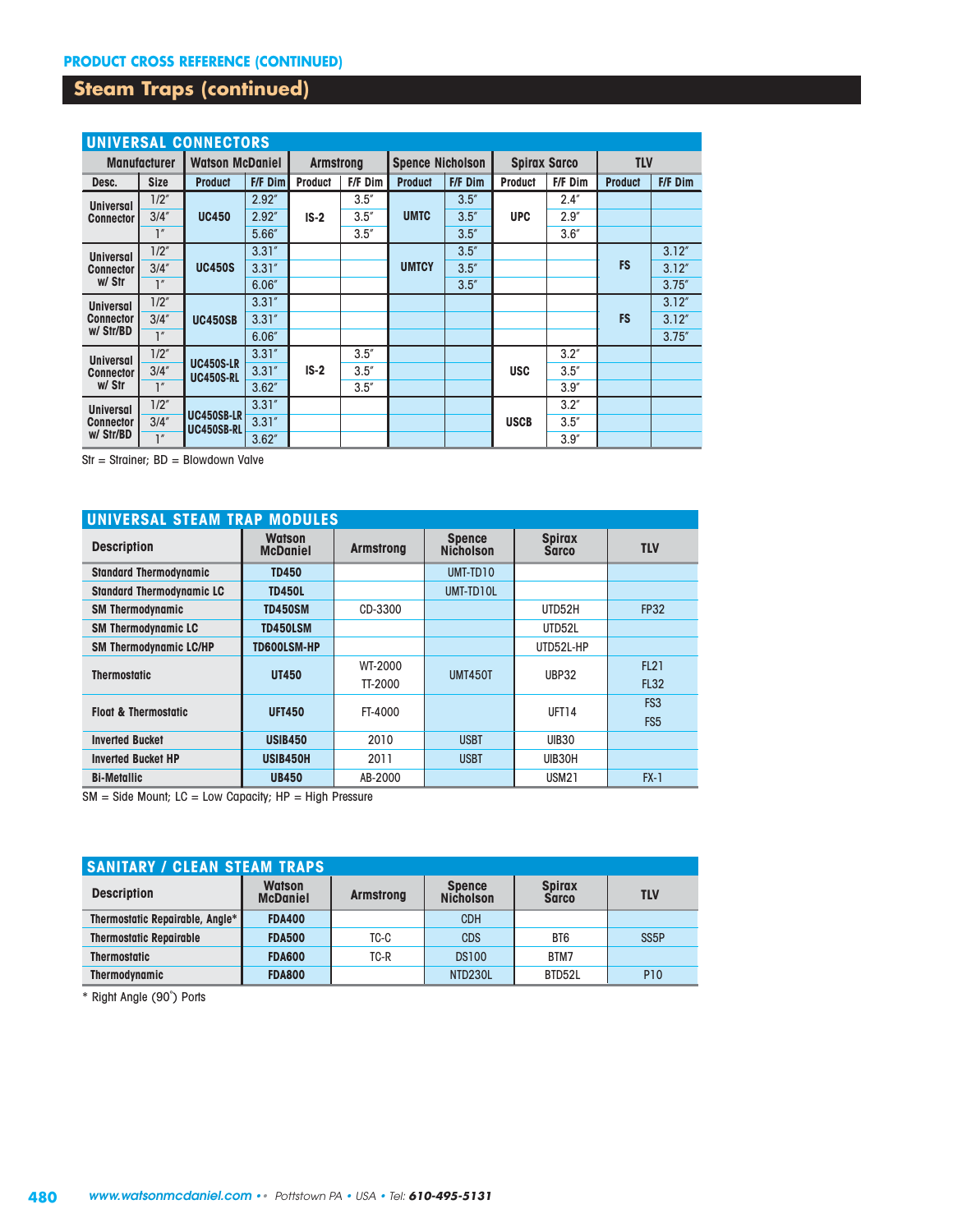## PRODUCT CROSS REFERENCE (CONTINUED)

# Steam Traps (continued)

### UNIVERSAL CONNECTORS

| Manufacturer | | Watson McDaniel | | Armstrong | | Spence Nicholson | | Spirax Sarco | | TLV | |
|---|---|---|---|---|---|---|---|---|---|---|---|
| Desc. | Size | Product | F/F Dim | Product | F/F Dim | Product | F/F Dim | Product | F/F Dim | Product | F/F Dim |
| Universal Connector | 1/2″ | UC450 | 2.92″ | IS-2 | 3.5″ | UMTC | 3.5″ | UPC | 2.4″ | | |
| | 3/4″ | | 2.92″ | | 3.5″ | | 3.5″ | | 2.9″ | | |
| | 1″ | | 5.66″ | | 3.5″ | | 3.5″ | | 3.6″ | | |
| Universal Connector w/ Str | 1/2″ | UC450S | 3.31″ | | | UMTCY | 3.5″ | | | FS | 3.12″ |
| | 3/4″ | | 3.31″ | | | | 3.5″ | | | | 3.12″ |
| | 1″ | | 6.06″ | | | | 3.5″ | | | | 3.75″ |
| Universal Connector w/ Str/BD | 1/2″ | UC450SB | 3.31″ | | | | | | | FS | 3.12″ |
| | 3/4″ | | 3.31″ | | | | | | | | 3.12″ |
| | 1″ | | 6.06″ | | | | | | | | 3.75″ |
| Universal Connector w/ Str | 1/2″ | UC450S-LR UC450S-RL | 3.31″ | IS-2 | 3.5″ | | | USC | 3.2″ | | |
| | 3/4″ | | 3.31″ | | 3.5″ | | | | 3.5″ | | |
| | 1″ | | 3.62″ | | 3.5″ | | | | 3.9″ | | |
| Universal Connector w/ Str/BD | 1/2″ | UC450SB-LR UC450SB-RL | 3.31″ | | | | | USCB | 3.2″ | | |
| | 3/4″ | | 3.31″ | | | | | | 3.5″ | | |
| | 1″ | | 3.62″ | | | | | | 3.9″ | | |

Str = Strainer; BD = Blowdown Valve

### UNIVERSAL STEAM TRAP MODULES

| Description | Watson McDaniel | Armstrong | Spence Nicholson | Spirax Sarco | TLV |
|---|---|---|---|---|---|
| Standard Thermodynamic | TD450 | | UMT-TD10 | | |
| Standard Thermodynamic LC | TD450L | | UMT-TD10L | | |
| SM Thermodynamic | TD450SM | CD-3300 | | UTD52H | FP32 |
| SM Thermodynamic LC | TD450LSM | | | UTD52L | |
| SM Thermodynamic LC/HP | TD600LSM-HP | | | UTD52L-HP | |
| Thermostatic | UT450 | WT-2000<br>TT-2000 | UMT450T | UBP32 | FL21<br>FL32 |
| Float & Thermostatic | UFT450 | FT-4000 | | UFT14 | FS3<br>FS5 |
| Inverted Bucket | USIB450 | 2010 | USBT | UIB30 | |
| Inverted Bucket HP | USIB450H | 2011 | USBT | UIB30H | |
| Bi-Metallic | UB450 | AB-2000 | | USM21 | FX-1 |

SM = Side Mount; LC = Low Capacity; HP = High Pressure

### SANITARY / CLEAN STEAM TRAPS

| Description | Watson McDaniel | Armstrong | Spence Nicholson | Spirax Sarco | TLV |
|---|---|---|---|---|---|
| Thermostatic Repairable, Angle* | FDA400 | | CDH | | |
| Thermostatic Repairable | FDA500 | TC-C | CDS | BT6 | SS5P |
| Thermostatic | FDA600 | TC-R | DS100 | BTM7 | |
| Thermodynamic | FDA800 | | NTD230L | BTD52L | P10 |

* Right Angle (90°) Ports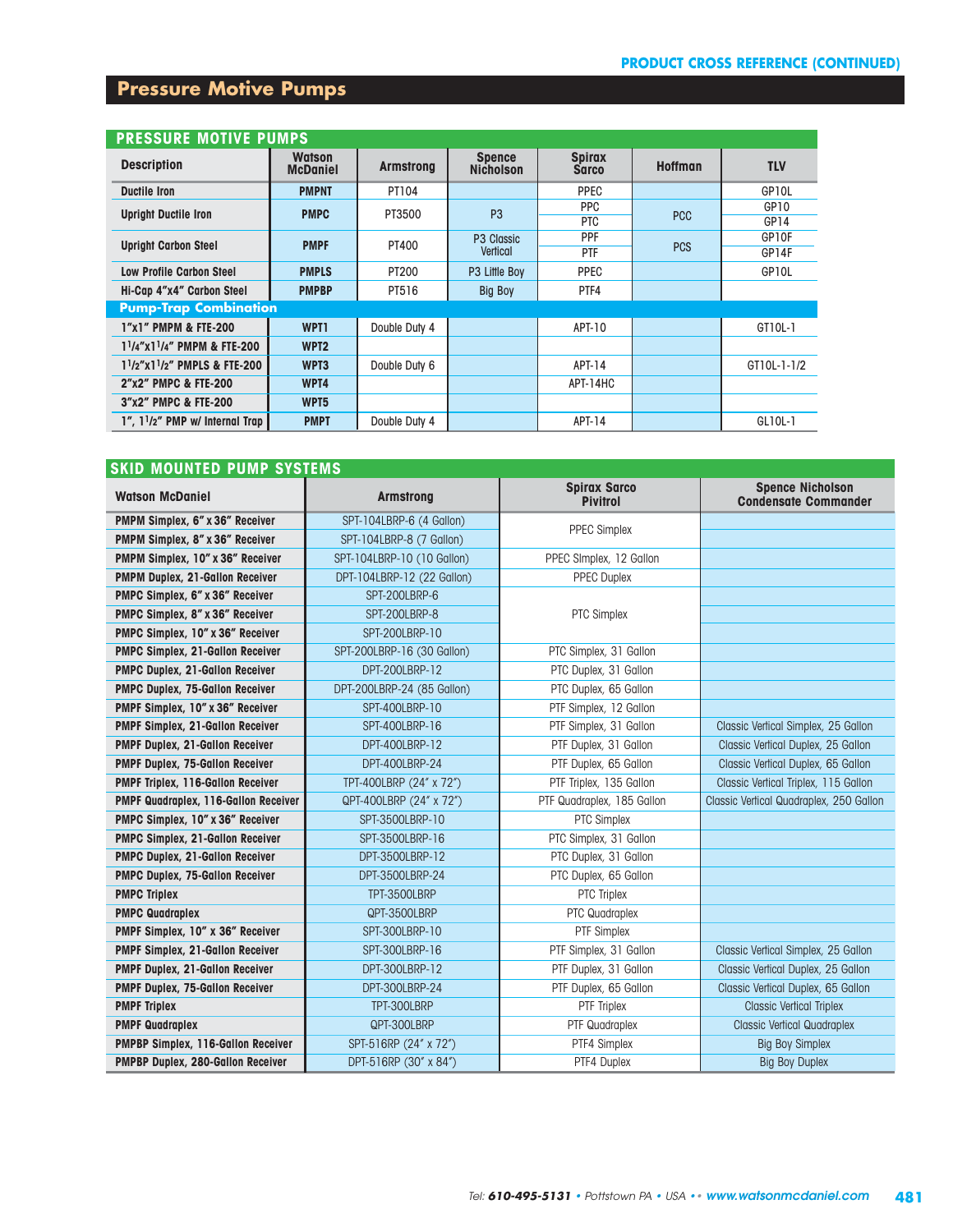## Pressure Motive Pumps

### PRESSURE MOTIVE PUMPS

| Description | Watson McDaniel | Armstrong | Spence Nicholson | Spirax Sarco | Hoffman | TLV |
|---|---|---|---|---|---|---|
| Ductile Iron | PMPNT | PT104 | | PPEC | | GP10L |
| Upright Ductile Iron | PMPC | PT3500 | P3 | PPC | PCC | GP10 |
| | | | | PTC | | GP14 |
| Upright Carbon Steel | PMPF | PT400 | P3 Classic Vertical | PPF | PCS | GP10F |
| | | | | PTF | | GP14F |
| Low Profile Carbon Steel | PMPLS | PT200 | P3 Little Boy | PPEC | | GP10L |
| Hi-Cap 4"x4" Carbon Steel | PMPBP | PT516 | Big Boy | PTF4 | | |
| **Pump-Trap Combination** | | | | | | |
| 1"x1" PMPM & FTE-200 | WPT1 | Double Duty 4 | | APT-10 | | GT10L-1 |
| 1¼"x1¼" PMPM & FTE-200 | WPT2 | | | | | |
| 1½"x1½" PMPLS & FTE-200 | WPT3 | Double Duty 6 | | APT-14 | | GT10L-1-1/2 |
| 2"x2" PMPC & FTE-200 | WPT4 | | | APT-14HC | | |
| 3"x2" PMPC & FTE-200 | WPT5 | | | | | |
| 1", 1½" PMP w/ Internal Trap | PMPT | Double Duty 4 | | APT-14 | | GL10L-1 |

### SKID MOUNTED PUMP SYSTEMS

| Watson McDaniel | Armstrong | Spirax Sarco Pivitrol | Spence Nicholson Condensate Commander |
|---|---|---|---|
| PMPM Simplex, 6" x 36" Receiver | SPT-104LBRP-6 (4 Gallon) | PPEC Simplex | |
| PMPM Simplex, 8" x 36" Receiver | SPT-104LBRP-8 (7 Gallon) | | |
| PMPM Simplex, 10" x 36" Receiver | SPT-104LBRP-10 (10 Gallon) | PPEC SImplex, 12 Gallon | |
| PMPM Duplex, 21-Gallon Receiver | DPT-104LBRP-12 (22 Gallon) | PPEC Duplex | |
| PMPC Simplex, 6" x 36" Receiver | SPT-200LBRP-6 | PTC Simplex | |
| PMPC Simplex, 8" x 36" Receiver | SPT-200LBRP-8 | | |
| PMPC Simplex, 10" x 36" Receiver | SPT-200LBRP-10 | | |
| PMPC Simplex, 21-Gallon Receiver | SPT-200LBRP-16 (30 Gallon) | PTC Simplex, 31 Gallon | |
| PMPC Duplex, 21-Gallon Receiver | DPT-200LBRP-12 | PTC Duplex, 31 Gallon | |
| PMPC Duplex, 75-Gallon Receiver | DPT-200LBRP-24 (85 Gallon) | PTC Duplex, 65 Gallon | |
| PMPF Simplex, 10" x 36" Receiver | SPT-400LBRP-10 | PTF Simplex, 12 Gallon | |
| PMPF Simplex, 21-Gallon Receiver | SPT-400LBRP-16 | PTF Simplex, 31 Gallon | Classic Vertical Simplex, 25 Gallon |
| PMPF Duplex, 21-Gallon Receiver | DPT-400LBRP-12 | PTF Duplex, 31 Gallon | Classic Vertical Duplex, 25 Gallon |
| PMPF Duplex, 75-Gallon Receiver | DPT-400LBRP-24 | PTF Duplex, 65 Gallon | Classic Vertical Duplex, 65 Gallon |
| PMPF Triplex, 116-Gallon Receiver | TPT-400LBRP (24" x 72") | PTF Triplex, 135 Gallon | Classic Vertical Triplex, 115 Gallon |
| PMPF Quadraplex, 116-Gallon Receiver | QPT-400LBRP (24" x 72") | PTF Quadraplex, 185 Gallon | Classic Vertical Quadraplex, 250 Gallon |
| PMPC Simplex, 10" x 36" Receiver | SPT-3500LBRP-10 | PTC Simplex | |
| PMPC Simplex, 21-Gallon Receiver | SPT-3500LBRP-16 | PTC Simplex, 31 Gallon | |
| PMPC Duplex, 21-Gallon Receiver | DPT-3500LBRP-12 | PTC Duplex, 31 Gallon | |
| PMPC Duplex, 75-Gallon Receiver | DPT-3500LBRP-24 | PTC Duplex, 65 Gallon | |
| PMPC Triplex | TPT-3500LBRP | PTC Triplex | |
| PMPC Quadraplex | QPT-3500LBRP | PTC Quadraplex | |
| PMPF Simplex, 10" x 36" Receiver | SPT-300LBRP-10 | PTF Simplex | |
| PMPF Simplex, 21-Gallon Receiver | SPT-300LBRP-16 | PTF Simplex, 31 Gallon | Classic Vertical Simplex, 25 Gallon |
| PMPF Duplex, 21-Gallon Receiver | DPT-300LBRP-12 | PTF Duplex, 31 Gallon | Classic Vertical Duplex, 25 Gallon |
| PMPF Duplex, 75-Gallon Receiver | DPT-300LBRP-24 | PTF Duplex, 65 Gallon | Classic Vertical Duplex, 65 Gallon |
| PMPF Triplex | TPT-300LBRP | PTF Triplex | Classic Vertical Triplex |
| PMPF Quadraplex | QPT-300LBRP | PTF Quadraplex | Classic Vertical Quadraplex |
| PMPBP Simplex, 116-Gallon Receiver | SPT-516RP (24" x 72") | PTF4 Simplex | Big Boy Simplex |
| PMPBP Duplex, 280-Gallon Receiver | DPT-516RP (30" x 84") | PTF4 Duplex | Big Boy Duplex |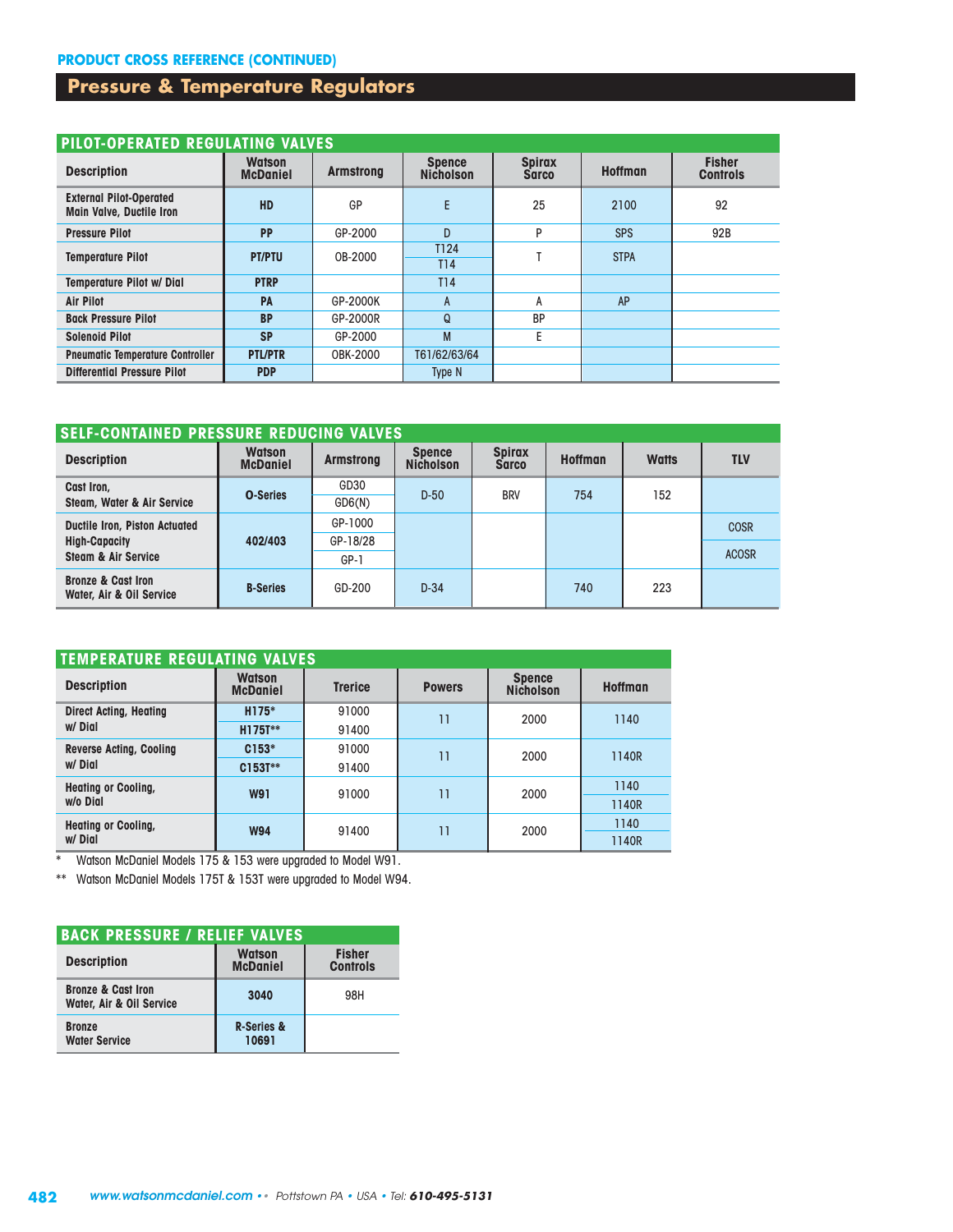PRODUCT CROSS REFERENCE (CONTINUED)

# Pressure & Temperature Regulators

## PILOT-OPERATED REGULATING VALVES

| Description | Watson McDaniel | Armstrong | Spence Nicholson | Spirax Sarco | Hoffman | Fisher Controls |
|---|---|---|---|---|---|---|
| External Pilot-Operated Main Valve, Ductile Iron | **HD** | GP | E | 25 | 2100 | 92 |
| Pressure Pilot | **PP** | GP-2000 | D | P | SPS | 92B |
| Temperature Pilot | **PT/PTU** | OB-2000 | T124 / T14 | T | STPA | |
| Temperature Pilot w/ Dial | **PTRP** | | T14 | | | |
| Air Pilot | **PA** | GP-2000K | A | A | AP | |
| Back Pressure Pilot | **BP** | GP-2000R | Q | BP | | |
| Solenoid Pilot | **SP** | GP-2000 | M | E | | |
| Pneumatic Temperature Controller | **PTL/PTR** | OBK-2000 | T61/62/63/64 | | | |
| Differential Pressure Pilot | **PDP** | | Type N | | | |

## SELF-CONTAINED PRESSURE REDUCING VALVES

| Description | Watson McDaniel | Armstrong | Spence Nicholson | Spirax Sarco | Hoffman | Watts | TLV |
|---|---|---|---|---|---|---|---|
| Cast Iron, Steam, Water & Air Service | **O-Series** | GD30 / GD6(N) | D-50 | BRV | 754 | 152 | |
| Ductile Iron, Piston Actuated High-Capacity Steam & Air Service | **402/403** | GP-1000 / GP-18/28 / GP-1 | | | | | COSR / ACOSR |
| Bronze & Cast Iron Water, Air & Oil Service | **B-Series** | GD-200 | D-34 | | 740 | 223 | |

## TEMPERATURE REGULATING VALVES

| Description | Watson McDaniel | Trerice | Powers | Spence Nicholson | Hoffman |
|---|---|---|---|---|---|
| Direct Acting, Heating w/ Dial | **H175*** / **H175T**** | 91000 / 91400 | 11 | 2000 | 1140 |
| Reverse Acting, Cooling w/ Dial | **C153*** / **C153T**** | 91000 / 91400 | 11 | 2000 | 1140R |
| Heating or Cooling, w/o Dial | **W91** | 91000 | 11 | 2000 | 1140 / 1140R |
| Heating or Cooling, w/ Dial | **W94** | 91400 | 11 | 2000 | 1140 / 1140R |

\* Watson McDaniel Models 175 & 153 were upgraded to Model W91.

** Watson McDaniel Models 175T & 153T were upgraded to Model W94.

## BACK PRESSURE / RELIEF VALVES

| Description | Watson McDaniel | Fisher Controls |
|---|---|---|
| Bronze & Cast Iron Water, Air & Oil Service | **3040** | 98H |
| Bronze Water Service | **R-Series & 10691** | |

www.watsonmcdaniel.com • Pottstown PA • USA • Tel: 610-495-5131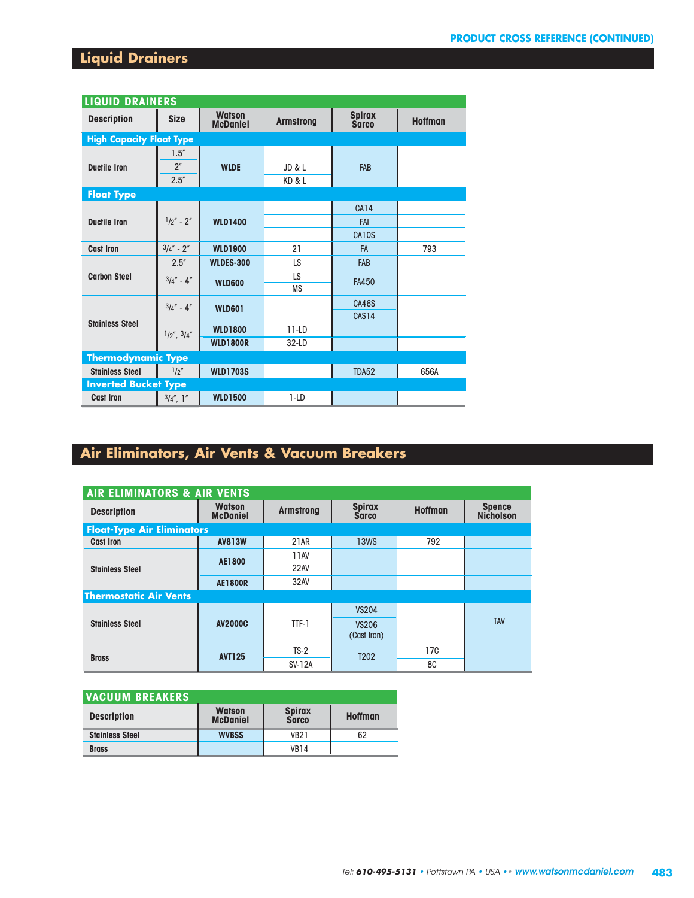PRODUCT CROSS REFERENCE (CONTINUED)

# Liquid Drainers

| LIQUID DRAINERS | | | | | |
|---|---|---|---|---|---|
| **Description** | **Size** | **Watson McDaniel** | **Armstrong** | **Spirax Sarco** | **Hoffman** |
| **High Capacity Float Type** | | | | | |
| Ductile Iron | 1.5″ | WLDE | | FAB | |
| | 2″ | | JD & L | | |
| | 2.5″ | | KD & L | | |
| **Float Type** | | | | | |
| Ductile Iron | 1/2″ - 2″ | WLD1400 | | CA14 | |
| | | | | FAI | |
| | | | | CA10S | |
| Cast Iron | 3/4″ - 2″ | WLD1900 | 21 | FA | 793 |
| Carbon Steel | 2.5″ | WLDES-300 | LS | FAB | |
| | 3/4″ - 4″ | WLD600 | LS | FA450 | |
| | | | MS | | |
| Stainless Steel | 3/4″ - 4″ | WLD601 | | CA46S | |
| | | | | CAS14 | |
| | 1/2″, 3/4″ | WLD1800 | 11-LD | | |
| | | WLD1800R | 32-LD | | |
| **Thermodynamic Type** | | | | | |
| Stainless Steel | 1/2″ | WLD1703S | | TDA52 | 656A |
| **Inverted Bucket Type** | | | | | |
| Cast Iron | 3/4″, 1″ | WLD1500 | 1-LD | | |

# Air Eliminators, Air Vents & Vacuum Breakers

| AIR ELIMINATORS & AIR VENTS | | | | | |
|---|---|---|---|---|---|
| **Description** | **Watson McDaniel** | **Armstrong** | **Spirax Sarco** | **Hoffman** | **Spence Nicholson** |
| **Float-Type Air Eliminators** | | | | | |
| Cast Iron | AV813W | 21AR | 13WS | 792 | |
| Stainless Steel | AE1800 | 11AV | | | |
| | | 22AV | | | |
| | AE1800R | 32AV | | | |
| **Thermostatic Air Vents** | | | | | |
| Stainless Steel | AV2000C | TTF-1 | VS204 | | TAV |
| | | | VS206 (Cast Iron) | | |
| Brass | AVT125 | TS-2 | T202 | 17C | |
| | | SV-12A | | 8C | |

| VACUUM BREAKERS | | | |
|---|---|---|---|
| **Description** | **Watson McDaniel** | **Spirax Sarco** | **Hoffman** |
| Stainless Steel | WVBSS | VB21 | 62 |
| Brass | | VB14 | |

Tel: **610-495-5131** • Pottstown PA • USA •• www.watsonmcdaniel.com